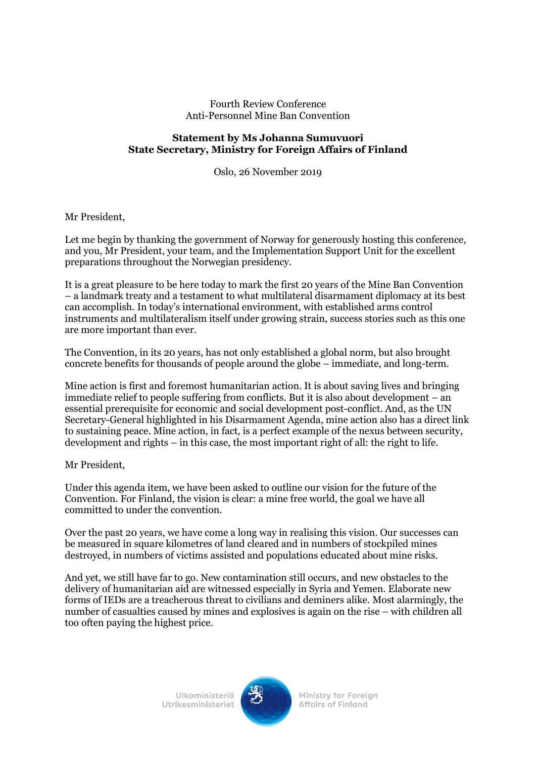Fourth Review Conference
Anti-Personnel Mine Ban Convention

**Statement by Ms Johanna Sumuvuori**
**State Secretary, Ministry for Foreign Affairs of Finland**

Oslo, 26 November 2019

Mr President,

Let me begin by thanking the government of Norway for generously hosting this conference, and you, Mr President, your team, and the Implementation Support Unit for the excellent preparations throughout the Norwegian presidency.

It is a great pleasure to be here today to mark the first 20 years of the Mine Ban Convention – a landmark treaty and a testament to what multilateral disarmament diplomacy at its best can accomplish. In today's international environment, with established arms control instruments and multilateralism itself under growing strain, success stories such as this one are more important than ever.

The Convention, in its 20 years, has not only established a global norm, but also brought concrete benefits for thousands of people around the globe – immediate, and long-term.

Mine action is first and foremost humanitarian action. It is about saving lives and bringing immediate relief to people suffering from conflicts. But it is also about development – an essential prerequisite for economic and social development post-conflict. And, as the UN Secretary-General highlighted in his Disarmament Agenda, mine action also has a direct link to sustaining peace. Mine action, in fact, is a perfect example of the nexus between security, development and rights – in this case, the most important right of all: the right to life.

Mr President,

Under this agenda item, we have been asked to outline our vision for the future of the Convention. For Finland, the vision is clear: a mine free world, the goal we have all committed to under the convention.

Over the past 20 years, we have come a long way in realising this vision. Our successes can be measured in square kilometres of land cleared and in numbers of stockpiled mines destroyed, in numbers of victims assisted and populations educated about mine risks.

And yet, we still have far to go. New contamination still occurs, and new obstacles to the delivery of humanitarian aid are witnessed especially in Syria and Yemen. Elaborate new forms of IEDs are a treacherous threat to civilians and deminers alike. Most alarmingly, the number of casualties caused by mines and explosives is again on the rise – with children all too often paying the highest price.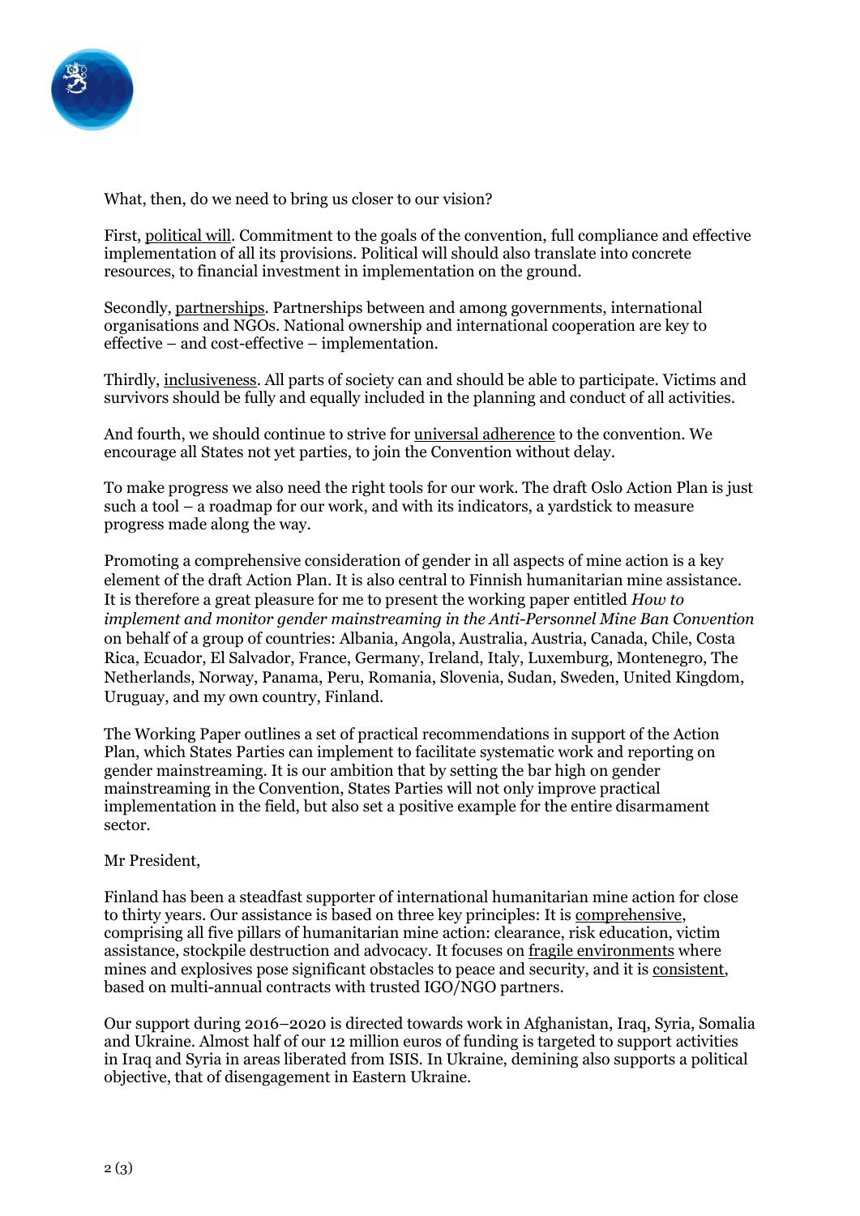What, then, do we need to bring us closer to our vision?

First, political will. Commitment to the goals of the convention, full compliance and effective implementation of all its provisions. Political will should also translate into concrete resources, to financial investment in implementation on the ground.

Secondly, partnerships. Partnerships between and among governments, international organisations and NGOs. National ownership and international cooperation are key to effective – and cost-effective – implementation.

Thirdly, inclusiveness. All parts of society can and should be able to participate. Victims and survivors should be fully and equally included in the planning and conduct of all activities.

And fourth, we should continue to strive for universal adherence to the convention. We encourage all States not yet parties, to join the Convention without delay.

To make progress we also need the right tools for our work. The draft Oslo Action Plan is just such a tool – a roadmap for our work, and with its indicators, a yardstick to measure progress made along the way.

Promoting a comprehensive consideration of gender in all aspects of mine action is a key element of the draft Action Plan. It is also central to Finnish humanitarian mine assistance. It is therefore a great pleasure for me to present the working paper entitled *How to implement and monitor gender mainstreaming in the Anti-Personnel Mine Ban Convention* on behalf of a group of countries: Albania, Angola, Australia, Austria, Canada, Chile, Costa Rica, Ecuador, El Salvador, France, Germany, Ireland, Italy, Luxemburg, Montenegro, The Netherlands, Norway, Panama, Peru, Romania, Slovenia, Sudan, Sweden, United Kingdom, Uruguay, and my own country, Finland.

The Working Paper outlines a set of practical recommendations in support of the Action Plan, which States Parties can implement to facilitate systematic work and reporting on gender mainstreaming. It is our ambition that by setting the bar high on gender mainstreaming in the Convention, States Parties will not only improve practical implementation in the field, but also set a positive example for the entire disarmament sector.

Mr President,

Finland has been a steadfast supporter of international humanitarian mine action for close to thirty years. Our assistance is based on three key principles: It is comprehensive, comprising all five pillars of humanitarian mine action: clearance, risk education, victim assistance, stockpile destruction and advocacy. It focuses on fragile environments where mines and explosives pose significant obstacles to peace and security, and it is consistent, based on multi-annual contracts with trusted IGO/NGO partners.

Our support during 2016–2020 is directed towards work in Afghanistan, Iraq, Syria, Somalia and Ukraine. Almost half of our 12 million euros of funding is targeted to support activities in Iraq and Syria in areas liberated from ISIS. In Ukraine, demining also supports a political objective, that of disengagement in Eastern Ukraine.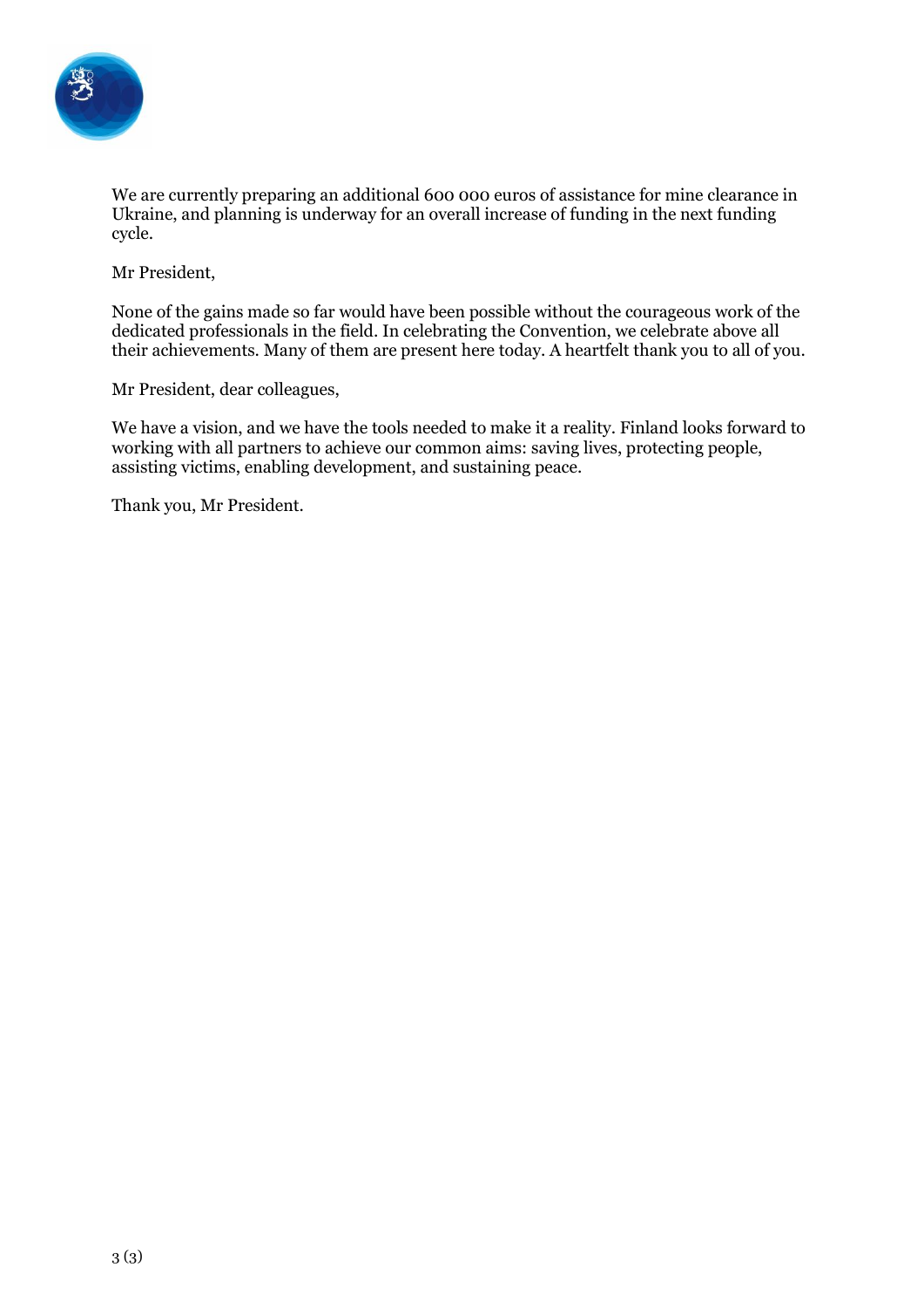We are currently preparing an additional 600 000 euros of assistance for mine clearance in Ukraine, and planning is underway for an overall increase of funding in the next funding cycle.

Mr President,

None of the gains made so far would have been possible without the courageous work of the dedicated professionals in the field. In celebrating the Convention, we celebrate above all their achievements. Many of them are present here today. A heartfelt thank you to all of you.

Mr President, dear colleagues,

We have a vision, and we have the tools needed to make it a reality. Finland looks forward to working with all partners to achieve our common aims: saving lives, protecting people, assisting victims, enabling development, and sustaining peace.

Thank you, Mr President.